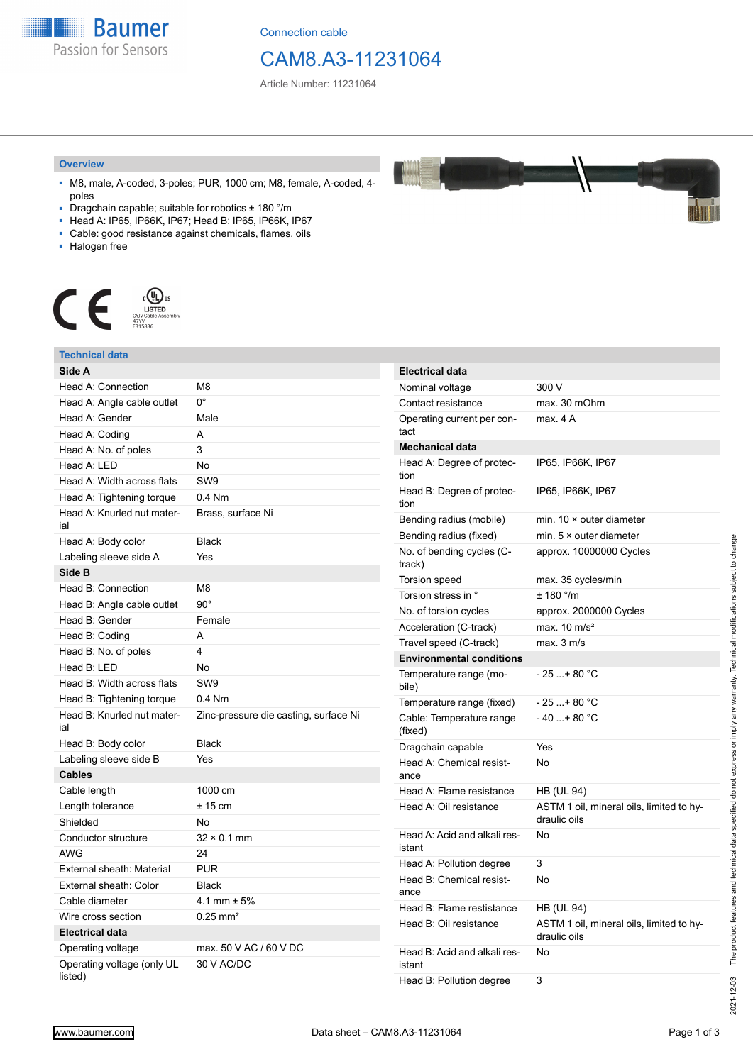Connection cable

# CAM8.A3-11231064

Article Number: 11231064

## Overview

- M8, male, A-coded, 3-poles; PUR, 1000 cm; M8, female, A-coded, 4-poles
- Dragchain capable; suitable for robotics ± 180 °/m
- Head A: IP65, IP66K, IP67; Head B: IP65, IP66K, IP67
- Cable: good resistance against chemicals, flames, oils
- Halogen free

LISTED
CYJV Cable Assembly
47YV
E315836

## Technical data

| **Side A** | |
|---|---|
| Head A: Connection | M8 |
| Head A: Angle cable outlet | 0° |
| Head A: Gender | Male |
| Head A: Coding | A |
| Head A: No. of poles | 3 |
| Head A: LED | No |
| Head A: Width across flats | SW9 |
| Head A: Tightening torque | 0.4 Nm |
| Head A: Knurled nut material | Brass, surface Ni |
| Head A: Body color | Black |
| Labeling sleeve side A | Yes |
| **Side B** | |
| Head B: Connection | M8 |
| Head B: Angle cable outlet | 90° |
| Head B: Gender | Female |
| Head B: Coding | A |
| Head B: No. of poles | 4 |
| Head B: LED | No |
| Head B: Width across flats | SW9 |
| Head B: Tightening torque | 0.4 Nm |
| Head B: Knurled nut material | Zinc-pressure die casting, surface Ni |
| Head B: Body color | Black |
| Labeling sleeve side B | Yes |
| **Cables** | |
| Cable length | 1000 cm |
| Length tolerance | ± 15 cm |
| Shielded | No |
| Conductor structure | 32 × 0.1 mm |
| AWG | 24 |
| External sheath: Material | PUR |
| External sheath: Color | Black |
| Cable diameter | 4.1 mm ± 5% |
| Wire cross section | 0.25 mm² |
| **Electrical data** | |
| Operating voltage | max. 50 V AC / 60 V DC |
| Operating voltage (only UL listed) | 30 V AC/DC |

| **Electrical data** | |
|---|---|
| Nominal voltage | 300 V |
| Contact resistance | max. 30 mOhm |
| Operating current per contact | max. 4 A |
| **Mechanical data** | |
| Head A: Degree of protection | IP65, IP66K, IP67 |
| Head B: Degree of protection | IP65, IP66K, IP67 |
| Bending radius (mobile) | min. 10 × outer diameter |
| Bending radius (fixed) | min. 5 × outer diameter |
| No. of bending cycles (C-track) | approx. 10000000 Cycles |
| Torsion speed | max. 35 cycles/min |
| Torsion stress in ° | ± 180 °/m |
| No. of torsion cycles | approx. 2000000 Cycles |
| Acceleration (C-track) | max. 10 m/s² |
| Travel speed (C-track) | max. 3 m/s |
| **Environmental conditions** | |
| Temperature range (mobile) | - 25 ...+ 80 °C |
| Temperature range (fixed) | - 25 ...+ 80 °C |
| Cable: Temperature range (fixed) | - 40 ...+ 80 °C |
| Dragchain capable | Yes |
| Head A: Chemical resistance | No |
| Head A: Flame resistance | HB (UL 94) |
| Head A: Oil resistance | ASTM 1 oil, mineral oils, limited to hydraulic oils |
| Head A: Acid and alkali resistant | No |
| Head A: Pollution degree | 3 |
| Head B: Chemical resistance | No |
| Head B: Flame resistance | HB (UL 94) |
| Head B: Oil resistance | ASTM 1 oil, mineral oils, limited to hydraulic oils |
| Head B: Acid and alkali resistant | No |
| Head B: Pollution degree | 3 |

2021-12-03 The product features and technical data specified do not express or imply any warranty. Technical modifications subject to change.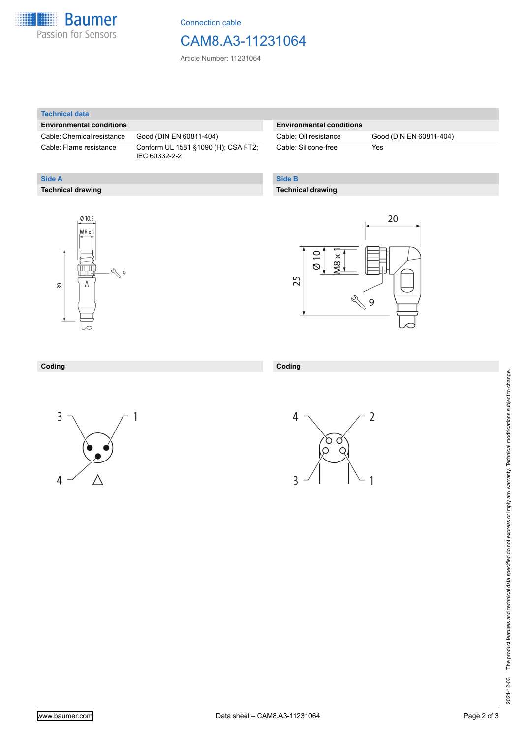## Technical data

| Environmental conditions | |
|---|---|
| Cable: Chemical resistance | Good (DIN EN 60811-404) |
| Cable: Flame resistance | Conform UL 1581 §1090 (H); CSA FT2; IEC 60332-2-2 |

| Environmental conditions | |
|---|---|
| Cable: Oil resistance | Good (DIN EN 60811-404) |
| Cable: Silicone-free | Yes |

## Side A

### Technical drawing

Ø 10.5
M8 x 1
39
9

### Coding

3 1
4

## Side B

### Technical drawing

20
Ø 10
M8 x 1
25
9

### Coding

4 2
3 1

2021-12-03 The product features and technical data specified do not express or imply any warranty. Technical modifications subject to change.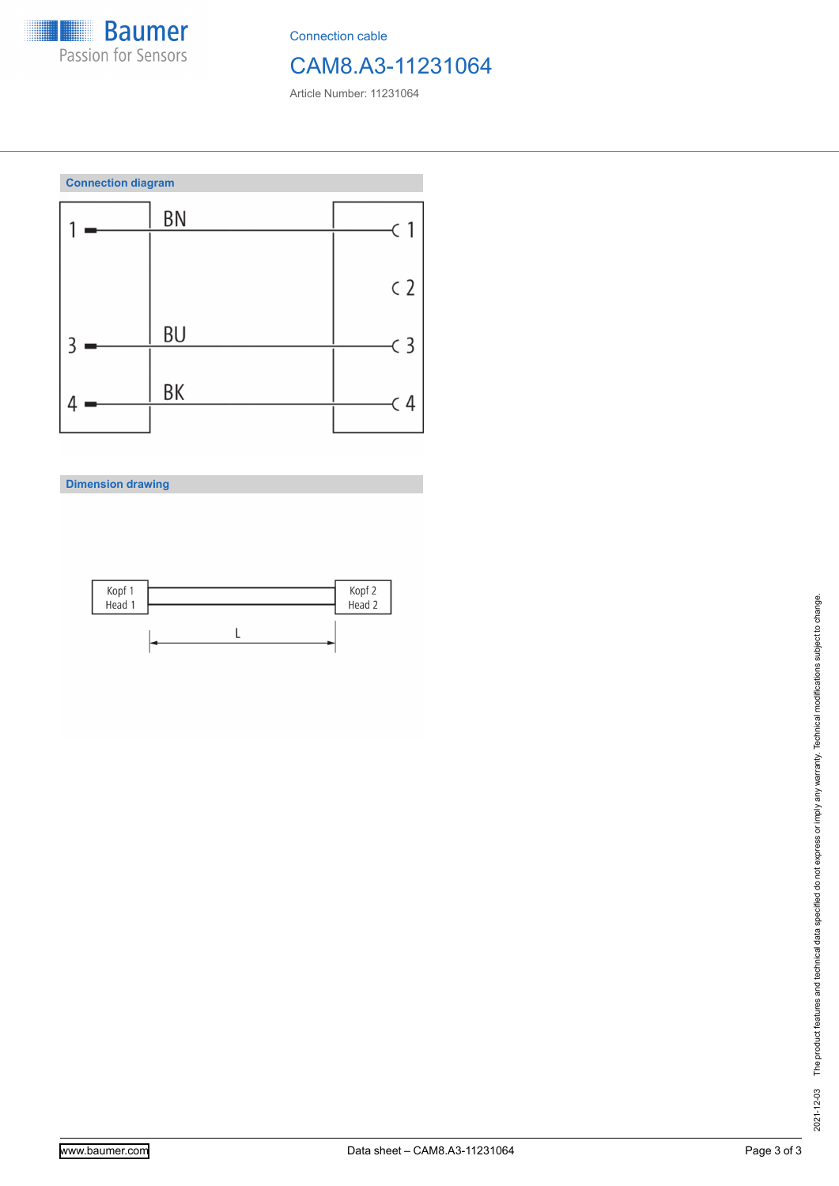Connection cable

# CAM8.A3-11231064

Article Number: 11231064

## Connection diagram

1 BN 1

2

3 BU 3

4 BK 4

## Dimension drawing

Kopf 1
Head 1

Kopf 2
Head 2

L

2021-12-03 The product features and technical data specified do not express or imply any warranty. Technical modifications subject to change.